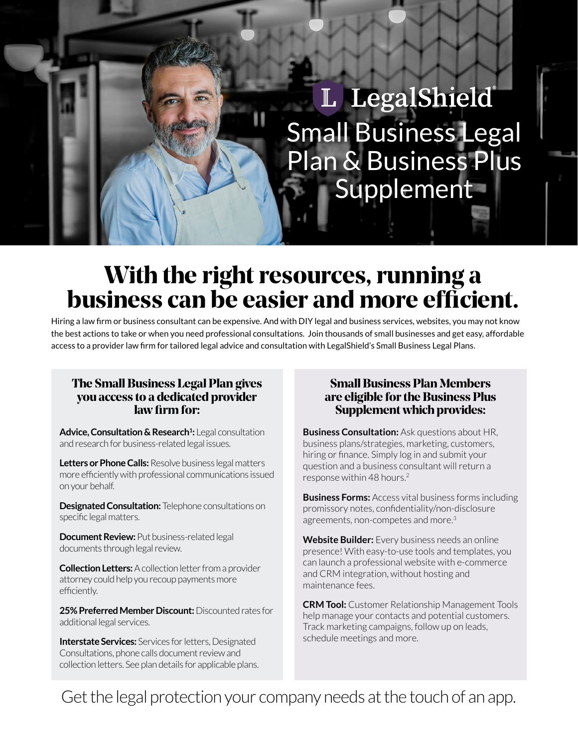LegalShield®

# Small Business Legal Plan & Business Plus Supplement

## With the right resources, running a business can be easier and more efficient.

Hiring a law firm or business consultant can be expensive. And with DIY legal and business services, websites, you may not know the best actions to take or when you need professional consultations. Join thousands of small businesses and get easy, affordable access to a provider law firm for tailored legal advice and consultation with LegalShield's Small Business Legal Plans.

### The Small Business Legal Plan gives you access to a dedicated provider law firm for:

**Advice, Consultation & Research[1]:** Legal consultation and research for business-related legal issues.

**Letters or Phone Calls:** Resolve business legal matters more efficiently with professional communications issued on your behalf.

**Designated Consultation:** Telephone consultations on specific legal matters.

**Document Review:** Put business-related legal documents through legal review.

**Collection Letters:** A collection letter from a provider attorney could help you recoup payments more efficiently.

**25% Preferred Member Discount:** Discounted rates for additional legal services.

**Interstate Services:** Services for letters, Designated Consultations, phone calls document review and collection letters. See plan details for applicable plans.

### Small Business Plan Members are eligible for the Business Plus Supplement which provides:

**Business Consultation:** Ask questions about HR, business plans/strategies, marketing, customers, hiring or finance. Simply log in and submit your question and a business consultant will return a response within 48 hours.[2]

**Business Forms:** Access vital business forms including promissory notes, confidentiality/non-disclosure agreements, non-competes and more.[3]

**Website Builder:** Every business needs an online presence! With easy-to-use tools and templates, you can launch a professional website with e-commerce and CRM integration, without hosting and maintenance fees.

**CRM Tool:** Customer Relationship Management Tools help manage your contacts and potential customers. Track marketing campaigns, follow up on leads, schedule meetings and more.

Get the legal protection your company needs at the touch of an app.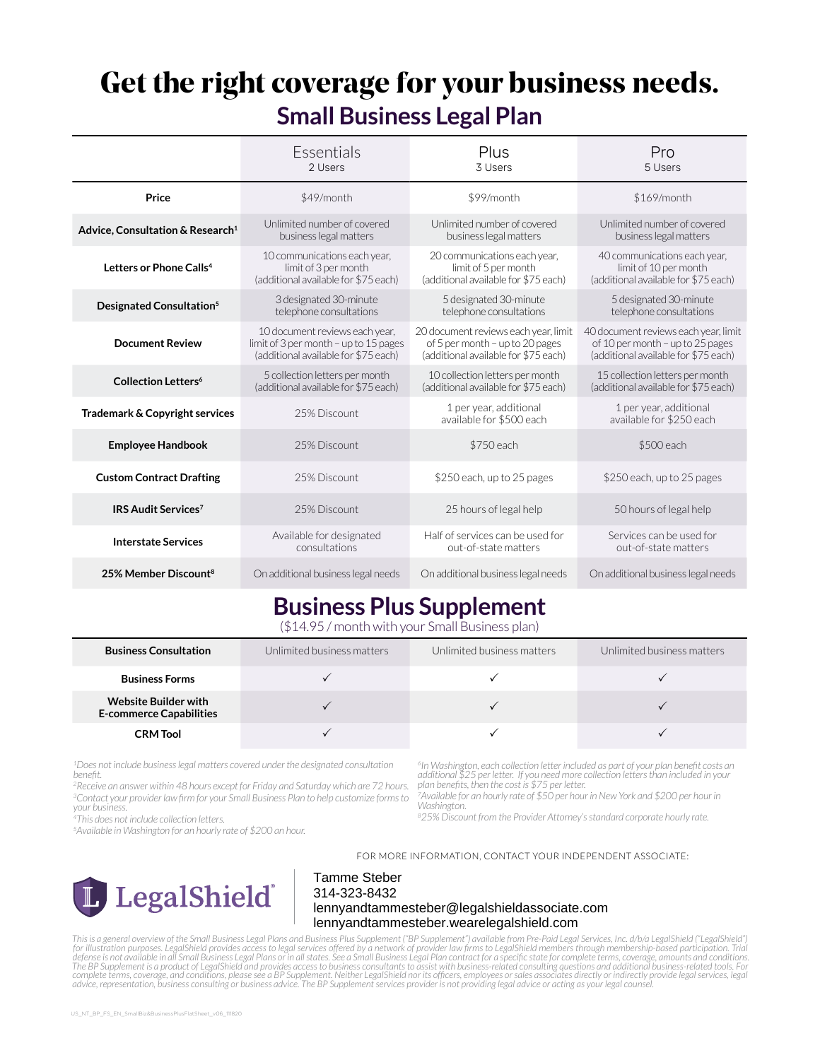# Get the right coverage for your business needs.

## Small Business Legal Plan

| | Essentials 2 Users | Plus 3 Users | Pro 5 Users |
|---|---|---|---|
| **Price** | $49/month | $99/month | $169/month |
| **Advice, Consultation & Research[1]** | Unlimited number of covered business legal matters | Unlimited number of covered business legal matters | Unlimited number of covered business legal matters |
| **Letters or Phone Calls[4]** | 10 communications each year, limit of 3 per month (additional available for $75 each) | 20 communications each year, limit of 5 per month (additional available for $75 each) | 40 communications each year, limit of 10 per month (additional available for $75 each) |
| **Designated Consultation[5]** | 3 designated 30-minute telephone consultations | 5 designated 30-minute telephone consultations | 5 designated 30-minute telephone consultations |
| **Document Review** | 10 document reviews each year, limit of 3 per month – up to 15 pages (additional available for $75 each) | 20 document reviews each year, limit of 5 per month – up to 20 pages (additional available for $75 each) | 40 document reviews each year, limit of 10 per month – up to 25 pages (additional available for $75 each) |
| **Collection Letters[6]** | 5 collection letters per month (additional available for $75 each) | 10 collection letters per month (additional available for $75 each) | 15 collection letters per month (additional available for $75 each) |
| **Trademark & Copyright services** | 25% Discount | 1 per year, additional available for $500 each | 1 per year, additional available for $250 each |
| **Employee Handbook** | 25% Discount | $750 each | $500 each |
| **Custom Contract Drafting** | 25% Discount | $250 each, up to 25 pages | $250 each, up to 25 pages |
| **IRS Audit Services[7]** | 25% Discount | 25 hours of legal help | 50 hours of legal help |
| **Interstate Services** | Available for designated consultations | Half of services can be used for out-of-state matters | Services can be used for out-of-state matters |
| **25% Member Discount[8]** | On additional business legal needs | On additional business legal needs | On additional business legal needs |

## Business Plus Supplement

($14.95 / month with your Small Business plan)

| | | | |
|---|---|---|---|
| **Business Consultation** | Unlimited business matters | Unlimited business matters | Unlimited business matters |
| **Business Forms** | ✓ | ✓ | ✓ |
| **Website Builder with E-commerce Capabilities** | ✓ | ✓ | ✓ |
| **CRM Tool** | ✓ | ✓ | ✓ |

*[1]Does not include business legal matters covered under the designated consultation benefit.*

*[2]Receive an answer within 48 hours except for Friday and Saturday which are 72 hours.*

*[3]Contact your provider law firm for your Small Business Plan to help customize forms to your business.*

*[4]This does not include collection letters.*

*[5]Available in Washington for an hourly rate of $200 an hour.*

*[6]In Washington, each collection letter included as part of your plan benefit costs an additional $25 per letter. If you need more collection letters than included in your plan benefits, then the cost is $75 per letter.*

*[7]Available for an hourly rate of $50 per hour in New York and $200 per hour in Washington.*

*[8]25% Discount from the Provider Attorney's standard corporate hourly rate.*

FOR MORE INFORMATION, CONTACT YOUR INDEPENDENT ASSOCIATE:

LegalShield®

Tamme Steber
314-323-8432
lennyandtammesteber@legalshieldassociate.com
lennyandtammesteber.wearelegalshield.com

*This is a general overview of the Small Business Legal Plans and Business Plus Supplement ("BP Supplement") available from Pre-Paid Legal Services, Inc. d/b/a LegalShield ("LegalShield") for illustration purposes. LegalShield provides access to legal services offered by a network of provider law firms to LegalShield members through membership-based participation. Trial defense is not available in all Small Business Legal Plans or in all states. See a Small Business Legal Plan contract for a specific state for complete terms, coverage, amounts and conditions. The BP Supplement is a product of LegalShield and provides access to business consultants to assist with business-related consulting questions and additional business-related tools. For complete terms, coverage, and conditions, please see a BP Supplement. Neither LegalShield nor its officers, employees or sales associates directly or indirectly provide legal services, legal advice, representation, business consulting or business advice. The BP Supplement services provider is not providing legal advice or acting as your legal counsel.*

US_NT_BP_FS_EN_SmallBiz&BusinessPlusFlatSheet_v06_111820